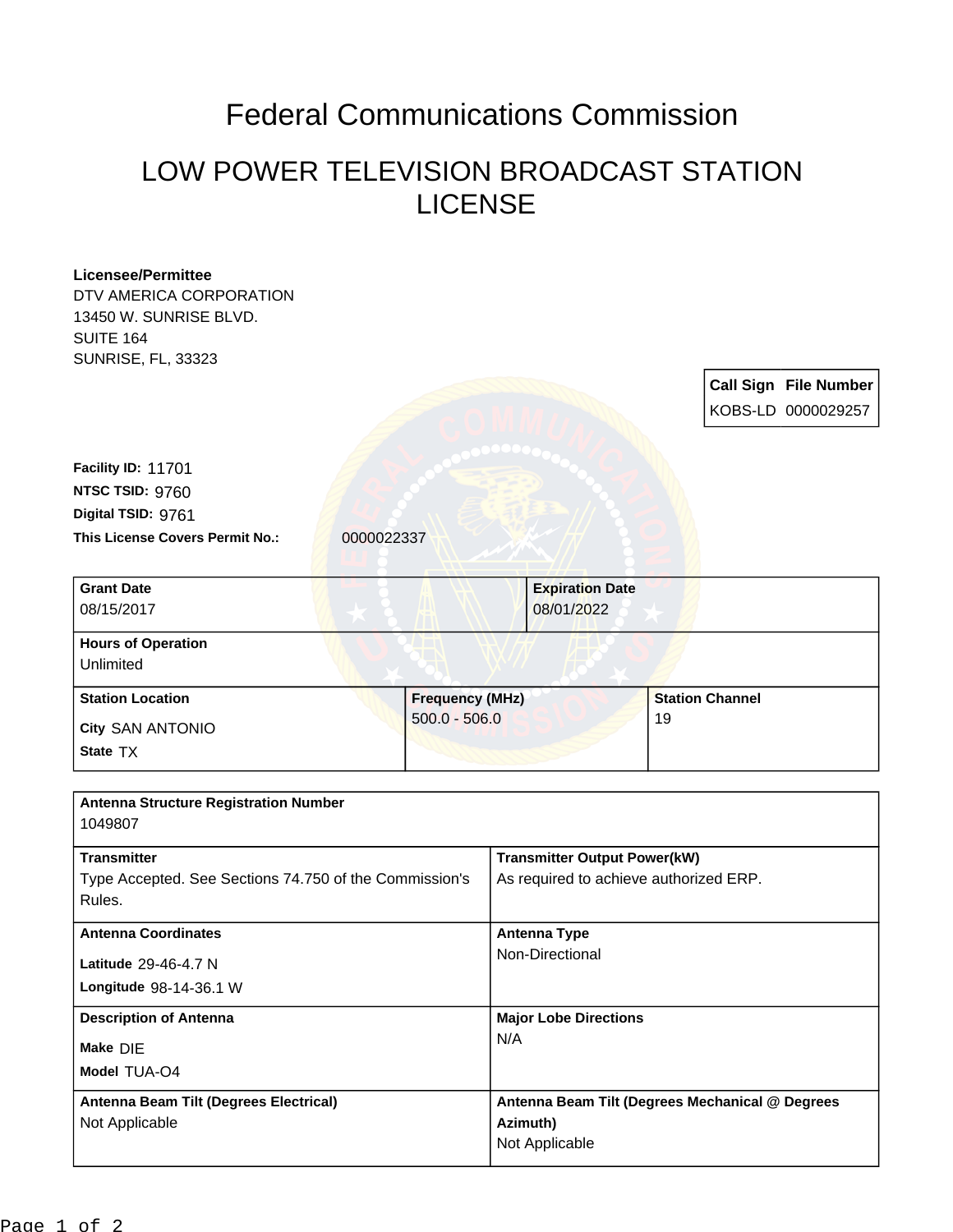# Federal Communications Commission

## LOW POWER TELEVISION BROADCAST STATION LICENSE

**Licensee/Permittee**
DTV AMERICA CORPORATION
13450 W. SUNRISE BLVD.
SUITE 164
SUNRISE, FL, 33323

| Call Sign | File Number |
|---|---|
| KOBS-LD | 0000029257 |

**Facility ID:** 11701
**NTSC TSID:** 9760
**Digital TSID:** 9761
**This License Covers Permit No.:** 0000022337

| Grant Date | Expiration Date | |
|---|---|---|
| 08/15/2017 | 08/01/2022 | |
| **Hours of Operation** | | |
| Unlimited | | |
| **Station Location** | **Frequency (MHz)** | **Station Channel** |
| City SAN ANTONIO<br>State TX | 500.0 - 506.0 | 19 |

| Antenna Structure Registration Number | |
|---|---|
| 1049807 | |
| **Transmitter** | **Transmitter Output Power(kW)** |
| Type Accepted. See Sections 74.750 of the Commission's Rules. | As required to achieve authorized ERP. |
| **Antenna Coordinates** | **Antenna Type** |
| Latitude 29-46-4.7 N<br>Longitude 98-14-36.1 W | Non-Directional |
| **Description of Antenna** | **Major Lobe Directions** |
| Make DIE<br>Model TUA-O4 | N/A |
| **Antenna Beam Tilt (Degrees Electrical)** | **Antenna Beam Tilt (Degrees Mechanical @ Degrees Azimuth)** |
| Not Applicable | Not Applicable |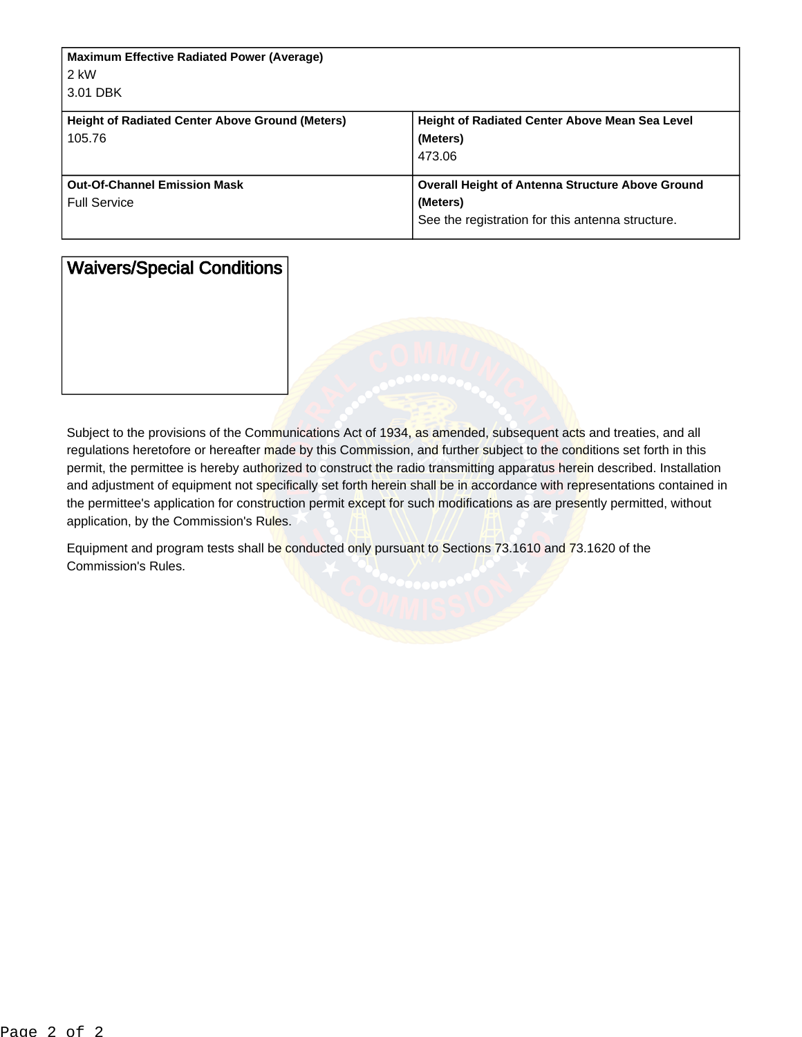| | |
|---|---|
| **Maximum Effective Radiated Power (Average)**<br>2 kW<br>3.01 DBK | |
| **Height of Radiated Center Above Ground (Meters)**<br>105.76 | **Height of Radiated Center Above Mean Sea Level (Meters)**<br>473.06 |
| **Out-Of-Channel Emission Mask**<br>Full Service | **Overall Height of Antenna Structure Above Ground (Meters)**<br>See the registration for this antenna structure. |

## Waivers/Special Conditions

Subject to the provisions of the Communications Act of 1934, as amended, subsequent acts and treaties, and all regulations heretofore or hereafter made by this Commission, and further subject to the conditions set forth in this permit, the permittee is hereby authorized to construct the radio transmitting apparatus herein described. Installation and adjustment of equipment not specifically set forth herein shall be in accordance with representations contained in the permittee's application for construction permit except for such modifications as are presently permitted, without application, by the Commission's Rules.

Equipment and program tests shall be conducted only pursuant to Sections 73.1610 and 73.1620 of the Commission's Rules.